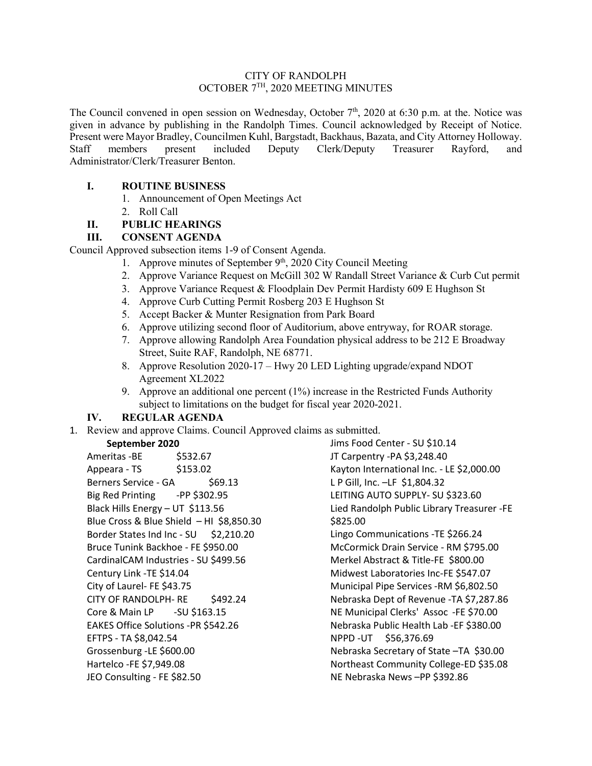# CITY OF RANDOLPH
## OCTOBER 7TH, 2020 MEETING MINUTES

The Council convened in open session on Wednesday, October 7th, 2020 at 6:30 p.m. at the. Notice was given in advance by publishing in the Randolph Times. Council acknowledged by Receipt of Notice. Present were Mayor Bradley, Councilmen Kuhl, Bargstadt, Backhaus, Bazata, and City Attorney Holloway. Staff members present included Deputy Clerk/Deputy Treasurer Rayford, and Administrator/Clerk/Treasurer Benton.

**I. ROUTINE BUSINESS**

1. Announcement of Open Meetings Act
2. Roll Call

**II. PUBLIC HEARINGS**

**III. CONSENT AGENDA**

Council Approved subsection items 1-9 of Consent Agenda.

1. Approve minutes of September 9th, 2020 City Council Meeting
2. Approve Variance Request on McGill 302 W Randall Street Variance & Curb Cut permit
3. Approve Variance Request & Floodplain Dev Permit Hardisty 609 E Hughson St
4. Approve Curb Cutting Permit Rosberg 203 E Hughson St
5. Accept Backer & Munter Resignation from Park Board
6. Approve utilizing second floor of Auditorium, above entryway, for ROAR storage.
7. Approve allowing Randolph Area Foundation physical address to be 212 E Broadway Street, Suite RAF, Randolph, NE 68771.
8. Approve Resolution 2020-17 – Hwy 20 LED Lighting upgrade/expand NDOT Agreement XL2022
9. Approve an additional one percent (1%) increase in the Restricted Funds Authority subject to limitations on the budget for fiscal year 2020-2021.

**IV. REGULAR AGENDA**

1. Review and approve Claims. Council Approved claims as submitted.

**September 2020**

Ameritas -BE $532.67
Appeara - TS $153.02
Berners Service - GA $69.13
Big Red Printing -PP $302.95
Black Hills Energy – UT $113.56
Blue Cross & Blue Shield – HI $8,850.30
Border States Ind Inc - SU $2,210.20
Bruce Tunink Backhoe - FE $950.00
CardinalCAM Industries - SU $499.56
Century Link -TE $14.04
City of Laurel- FE $43.75
CITY OF RANDOLPH- RE $492.24
Core & Main LP -SU $163.15
EAKES Office Solutions -PR $542.26
EFTPS - TA $8,042.54
Grossenburg -LE $600.00
Hartelco -FE $7,949.08
JEO Consulting - FE $82.50
Jims Food Center - SU $10.14
JT Carpentry -PA $3,248.40
Kayton International Inc. - LE $2,000.00
L P Gill, Inc. –LF $1,804.32
LEITING AUTO SUPPLY- SU $323.60
Lied Randolph Public Library Treasurer -FE $825.00
Lingo Communications -TE $266.24
McCormick Drain Service - RM $795.00
Merkel Abstract & Title-FE $800.00
Midwest Laboratories Inc-FE $547.07
Municipal Pipe Services -RM $6,802.50
Nebraska Dept of Revenue -TA $7,287.86
NE Municipal Clerks' Assoc -FE $70.00
Nebraska Public Health Lab -EF $380.00
NPPD -UT $56,376.69
Nebraska Secretary of State –TA $30.00
Northeast Community College-ED $35.08
NE Nebraska News –PP $392.86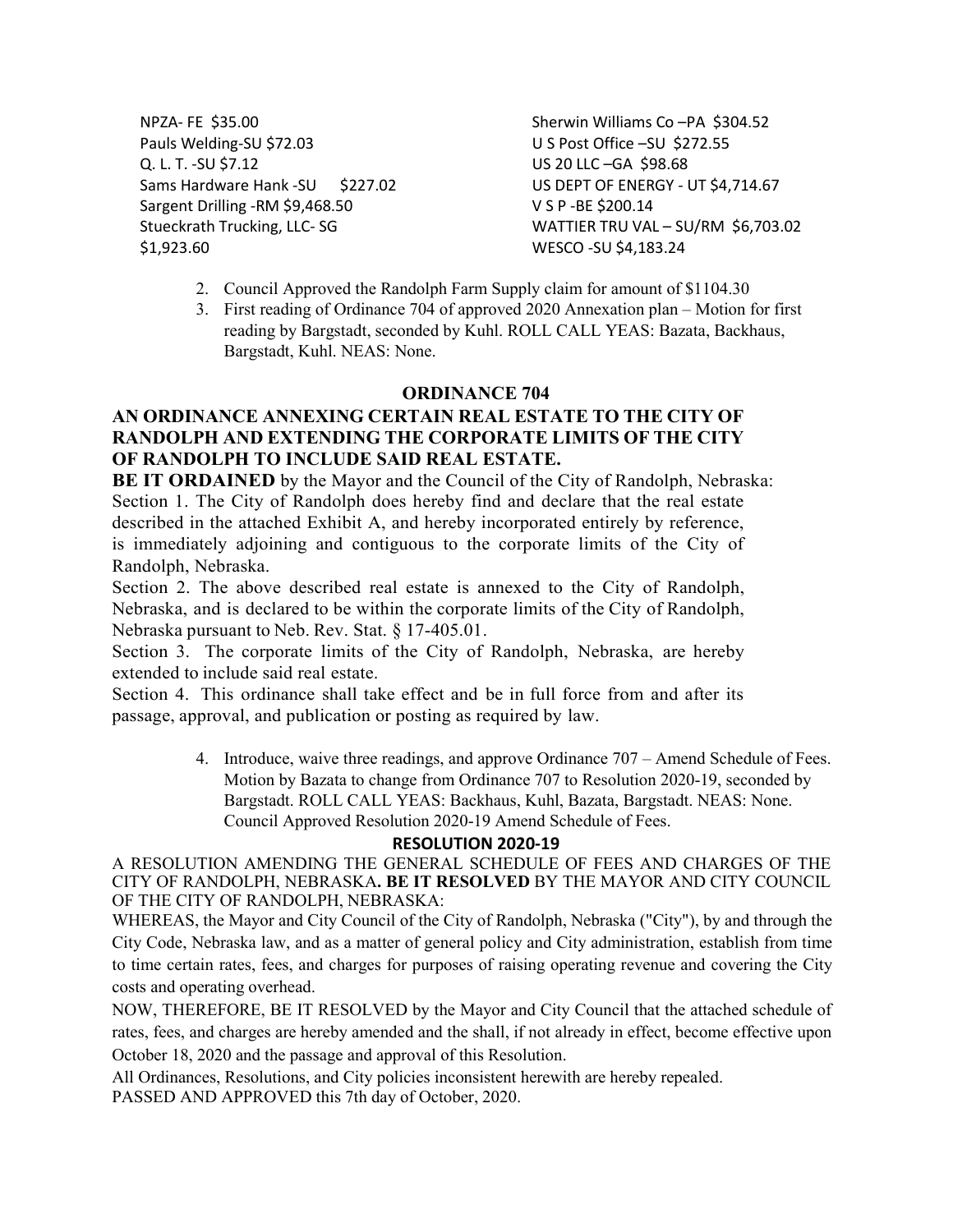NPZA- FE $35.00
Pauls Welding-SU $72.03
Q. L. T. -SU $7.12
Sams Hardware Hank -SU $227.02
Sargent Drilling -RM $9,468.50
Stueckrath Trucking, LLC- SG $1,923.60
Sherwin Williams Co –PA $304.52
U S Post Office –SU $272.55
US 20 LLC –GA $98.68
US DEPT OF ENERGY - UT $4,714.67
V S P -BE $200.14
WATTIER TRU VAL – SU/RM $6,703.02
WESCO -SU $4,183.24

2. Council Approved the Randolph Farm Supply claim for amount of $1104.30
3. First reading of Ordinance 704 of approved 2020 Annexation plan – Motion for first reading by Bargstadt, seconded by Kuhl. ROLL CALL YEAS: Bazata, Backhaus, Bargstadt, Kuhl. NEAS: None.

**ORDINANCE 704**

**AN ORDINANCE ANNEXING CERTAIN REAL ESTATE TO THE CITY OF RANDOLPH AND EXTENDING THE CORPORATE LIMITS OF THE CITY OF RANDOLPH TO INCLUDE SAID REAL ESTATE.**

**BE IT ORDAINED** by the Mayor and the Council of the City of Randolph, Nebraska:

Section 1. The City of Randolph does hereby find and declare that the real estate described in the attached Exhibit A, and hereby incorporated entirely by reference, is immediately adjoining and contiguous to the corporate limits of the City of Randolph, Nebraska.

Section 2. The above described real estate is annexed to the City of Randolph, Nebraska, and is declared to be within the corporate limits of the City of Randolph, Nebraska pursuant to Neb. Rev. Stat. § 17-405.01.

Section 3. The corporate limits of the City of Randolph, Nebraska, are hereby extended to include said real estate.

Section 4. This ordinance shall take effect and be in full force from and after its passage, approval, and publication or posting as required by law.

4. Introduce, waive three readings, and approve Ordinance 707 – Amend Schedule of Fees. Motion by Bazata to change from Ordinance 707 to Resolution 2020-19, seconded by Bargstadt. ROLL CALL YEAS: Backhaus, Kuhl, Bazata, Bargstadt. NEAS: None. Council Approved Resolution 2020-19 Amend Schedule of Fees.

**RESOLUTION 2020-19**

A RESOLUTION AMENDING THE GENERAL SCHEDULE OF FEES AND CHARGES OF THE CITY OF RANDOLPH, NEBRASKA**. BE IT RESOLVED** BY THE MAYOR AND CITY COUNCIL OF THE CITY OF RANDOLPH, NEBRASKA:

WHEREAS, the Mayor and City Council of the City of Randolph, Nebraska ("City"), by and through the City Code, Nebraska law, and as a matter of general policy and City administration, establish from time to time certain rates, fees, and charges for purposes of raising operating revenue and covering the City costs and operating overhead.

NOW, THEREFORE, BE IT RESOLVED by the Mayor and City Council that the attached schedule of rates, fees, and charges are hereby amended and the shall, if not already in effect, become effective upon October 18, 2020 and the passage and approval of this Resolution.

All Ordinances, Resolutions, and City policies inconsistent herewith are hereby repealed.

PASSED AND APPROVED this 7th day of October, 2020.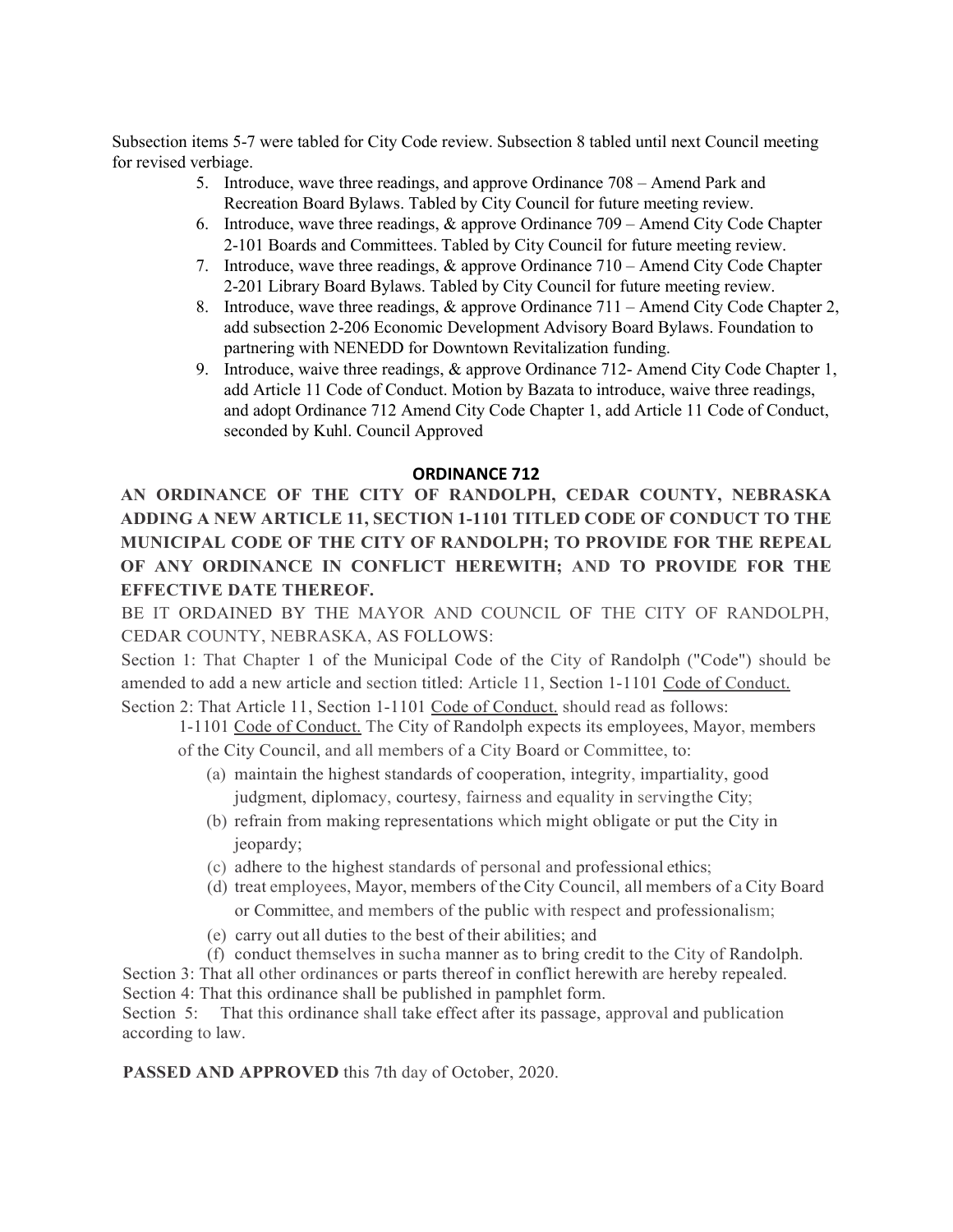Subsection items 5-7 were tabled for City Code review. Subsection 8 tabled until next Council meeting for revised verbiage.

5. Introduce, wave three readings, and approve Ordinance 708 – Amend Park and Recreation Board Bylaws. Tabled by City Council for future meeting review.
6. Introduce, wave three readings, & approve Ordinance 709 – Amend City Code Chapter 2-101 Boards and Committees. Tabled by City Council for future meeting review.
7. Introduce, wave three readings, & approve Ordinance 710 – Amend City Code Chapter 2-201 Library Board Bylaws. Tabled by City Council for future meeting review.
8. Introduce, wave three readings, & approve Ordinance 711 – Amend City Code Chapter 2, add subsection 2-206 Economic Development Advisory Board Bylaws. Foundation to partnering with NENEDD for Downtown Revitalization funding.
9. Introduce, waive three readings, & approve Ordinance 712- Amend City Code Chapter 1, add Article 11 Code of Conduct. Motion by Bazata to introduce, waive three readings, and adopt Ordinance 712 Amend City Code Chapter 1, add Article 11 Code of Conduct, seconded by Kuhl. Council Approved

## ORDINANCE 712

**AN ORDINANCE OF THE CITY OF RANDOLPH, CEDAR COUNTY, NEBRASKA ADDING A NEW ARTICLE 11, SECTION 1-1101 TITLED CODE OF CONDUCT TO THE MUNICIPAL CODE OF THE CITY OF RANDOLPH; TO PROVIDE FOR THE REPEAL OF ANY ORDINANCE IN CONFLICT HEREWITH; AND TO PROVIDE FOR THE EFFECTIVE DATE THEREOF.**

BE IT ORDAINED BY THE MAYOR AND COUNCIL OF THE CITY OF RANDOLPH, CEDAR COUNTY, NEBRASKA, AS FOLLOWS:

Section 1: That Chapter 1 of the Municipal Code of the City of Randolph ("Code") should be amended to add a new article and section titled: Article 11, Section 1-1101 Code of Conduct.

Section 2: That Article 11, Section 1-1101 Code of Conduct. should read as follows:

1-1101 Code of Conduct. The City of Randolph expects its employees, Mayor, members of the City Council, and all members of a City Board or Committee, to:

(a) maintain the highest standards of cooperation, integrity, impartiality, good judgment, diplomacy, courtesy, fairness and equality in servingthe City;
(b) refrain from making representations which might obligate or put the City in jeopardy;
(c) adhere to the highest standards of personal and professional ethics;
(d) treat employees, Mayor, members of the City Council, all members of a City Board or Committee, and members of the public with respect and professionalism;
(e) carry out all duties to the best of their abilities; and
(f) conduct themselves in sucha manner as to bring credit to the City of Randolph.

Section 3: That all other ordinances or parts thereof in conflict herewith are hereby repealed.

Section 4: That this ordinance shall be published in pamphlet form.

Section 5: That this ordinance shall take effect after its passage, approval and publication according to law.

**PASSED AND APPROVED** this 7th day of October, 2020.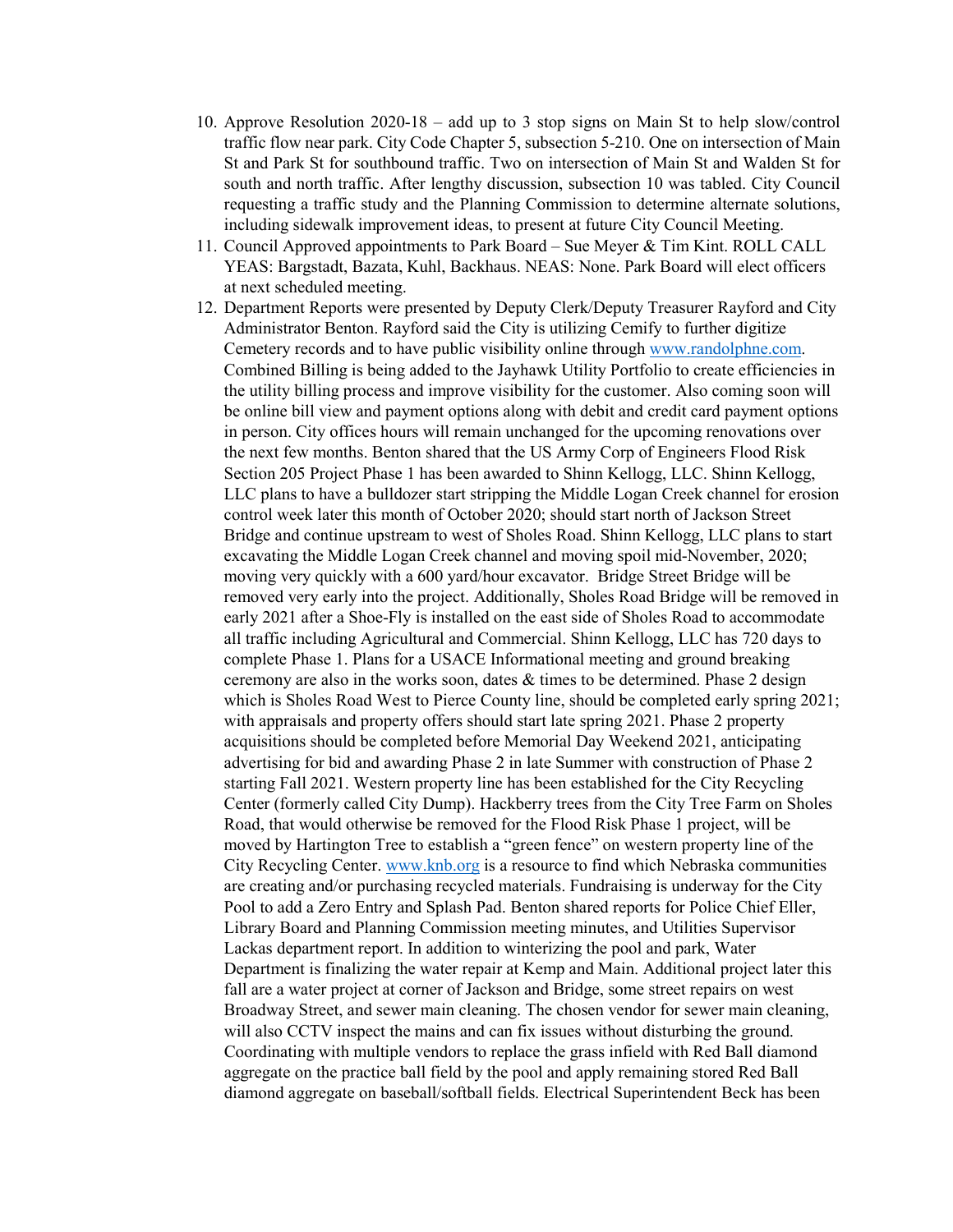10. Approve Resolution 2020-18 – add up to 3 stop signs on Main St to help slow/control traffic flow near park. City Code Chapter 5, subsection 5-210. One on intersection of Main St and Park St for southbound traffic. Two on intersection of Main St and Walden St for south and north traffic. After lengthy discussion, subsection 10 was tabled. City Council requesting a traffic study and the Planning Commission to determine alternate solutions, including sidewalk improvement ideas, to present at future City Council Meeting.
11. Council Approved appointments to Park Board – Sue Meyer & Tim Kint. ROLL CALL YEAS: Bargstadt, Bazata, Kuhl, Backhaus. NEAS: None. Park Board will elect officers at next scheduled meeting.
12. Department Reports were presented by Deputy Clerk/Deputy Treasurer Rayford and City Administrator Benton. Rayford said the City is utilizing Cemify to further digitize Cemetery records and to have public visibility online through www.randolphne.com. Combined Billing is being added to the Jayhawk Utility Portfolio to create efficiencies in the utility billing process and improve visibility for the customer. Also coming soon will be online bill view and payment options along with debit and credit card payment options in person. City offices hours will remain unchanged for the upcoming renovations over the next few months. Benton shared that the US Army Corp of Engineers Flood Risk Section 205 Project Phase 1 has been awarded to Shinn Kellogg, LLC. Shinn Kellogg, LLC plans to have a bulldozer start stripping the Middle Logan Creek channel for erosion control week later this month of October 2020; should start north of Jackson Street Bridge and continue upstream to west of Sholes Road. Shinn Kellogg, LLC plans to start excavating the Middle Logan Creek channel and moving spoil mid-November, 2020; moving very quickly with a 600 yard/hour excavator. Bridge Street Bridge will be removed very early into the project. Additionally, Sholes Road Bridge will be removed in early 2021 after a Shoe-Fly is installed on the east side of Sholes Road to accommodate all traffic including Agricultural and Commercial. Shinn Kellogg, LLC has 720 days to complete Phase 1. Plans for a USACE Informational meeting and ground breaking ceremony are also in the works soon, dates & times to be determined. Phase 2 design which is Sholes Road West to Pierce County line, should be completed early spring 2021; with appraisals and property offers should start late spring 2021. Phase 2 property acquisitions should be completed before Memorial Day Weekend 2021, anticipating advertising for bid and awarding Phase 2 in late Summer with construction of Phase 2 starting Fall 2021. Western property line has been established for the City Recycling Center (formerly called City Dump). Hackberry trees from the City Tree Farm on Sholes Road, that would otherwise be removed for the Flood Risk Phase 1 project, will be moved by Hartington Tree to establish a "green fence" on western property line of the City Recycling Center. www.knb.org is a resource to find which Nebraska communities are creating and/or purchasing recycled materials. Fundraising is underway for the City Pool to add a Zero Entry and Splash Pad. Benton shared reports for Police Chief Eller, Library Board and Planning Commission meeting minutes, and Utilities Supervisor Lackas department report. In addition to winterizing the pool and park, Water Department is finalizing the water repair at Kemp and Main. Additional project later this fall are a water project at corner of Jackson and Bridge, some street repairs on west Broadway Street, and sewer main cleaning. The chosen vendor for sewer main cleaning, will also CCTV inspect the mains and can fix issues without disturbing the ground. Coordinating with multiple vendors to replace the grass infield with Red Ball diamond aggregate on the practice ball field by the pool and apply remaining stored Red Ball diamond aggregate on baseball/softball fields. Electrical Superintendent Beck has been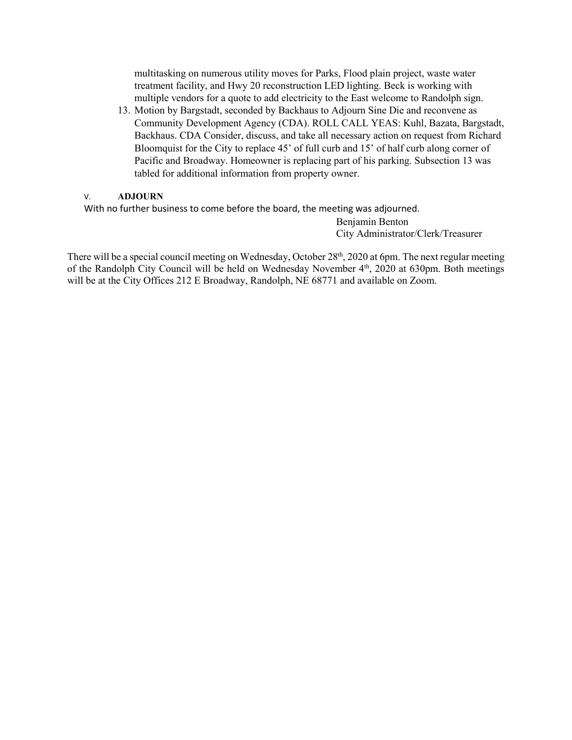multitasking on numerous utility moves for Parks, Flood plain project, waste water treatment facility, and Hwy 20 reconstruction LED lighting. Beck is working with multiple vendors for a quote to add electricity to the East welcome to Randolph sign.

13. Motion by Bargstadt, seconded by Backhaus to Adjourn Sine Die and reconvene as Community Development Agency (CDA). ROLL CALL YEAS: Kuhl, Bazata, Bargstadt, Backhaus. CDA Consider, discuss, and take all necessary action on request from Richard Bloomquist for the City to replace 45' of full curb and 15' of half curb along corner of Pacific and Broadway. Homeowner is replacing part of his parking. Subsection 13 was tabled for additional information from property owner.

V. **ADJOURN**

With no further business to come before the board, the meeting was adjourned.

Benjamin Benton
City Administrator/Clerk/Treasurer

There will be a special council meeting on Wednesday, October 28th, 2020 at 6pm. The next regular meeting of the Randolph City Council will be held on Wednesday November 4th, 2020 at 630pm. Both meetings will be at the City Offices 212 E Broadway, Randolph, NE 68771 and available on Zoom.